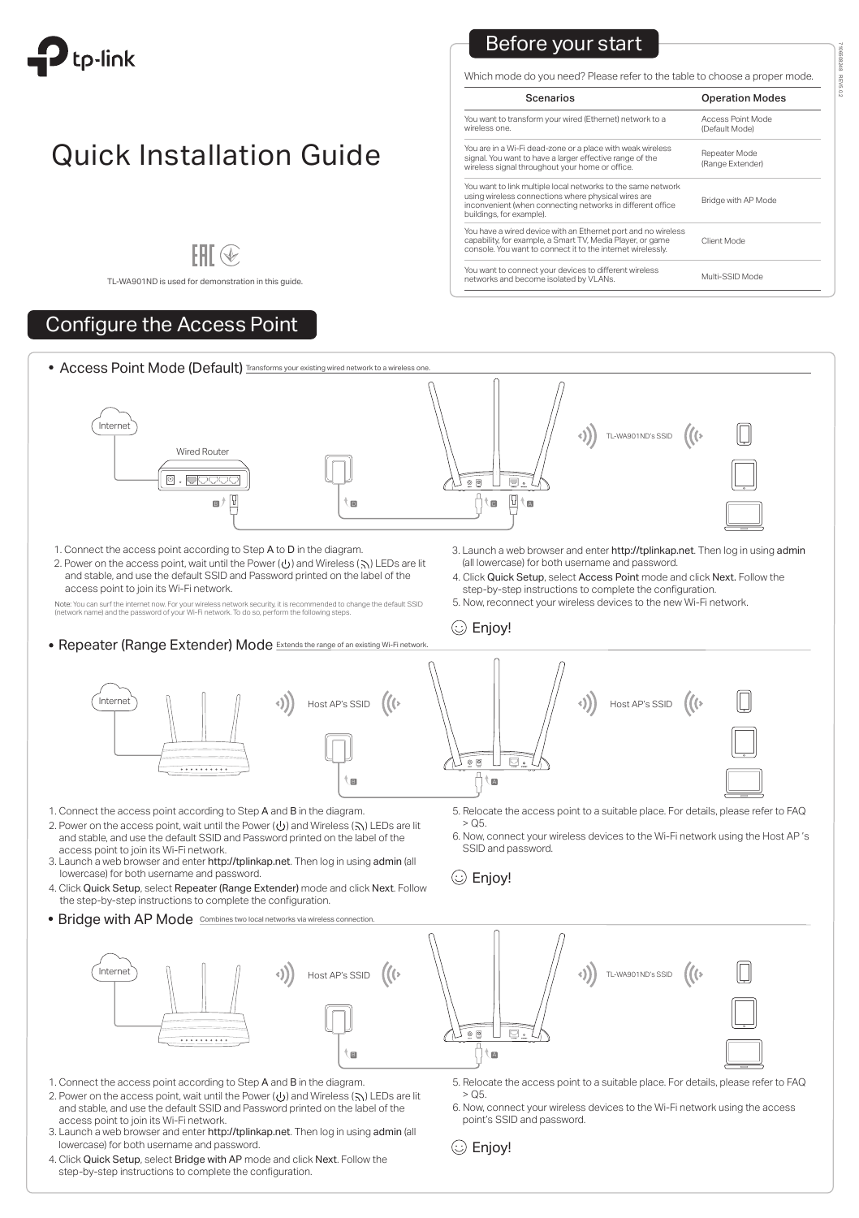# tp-link

# Quick Installation Guide

TL-WA901ND is used for demonstration in this guide.

## Before your start

Which mode do you need? Please refer to the table to choose a proper mode.

| Scenarios | Operation Modes |
|---|---|
| You want to transform your wired (Ethernet) network to a wireless one. | Access Point Mode (Default Mode) |
| You are in a Wi-Fi dead-zone or a place with weak wireless signal. You want to have a larger effective range of the wireless signal throughout your home or office. | Repeater Mode (Range Extender) |
| You want to link multiple local networks to the same network using wireless connections where physical wires are inconvenient (when connecting networks in different office buildings, for example). | Bridge with AP Mode |
| You have a wired device with an Ethernet port and no wireless capability, for example, a Smart TV, Media Player, or game console. You want to connect it to the internet wirelessly. | Client Mode |
| You want to connect your devices to different wireless networks and become isolated by VLANs. | Multi-SSID Mode |

## Configure the Access Point

### • Access Point Mode (Default) 
Transforms your existing wired network to a wireless one.

Internet — Wired Router — TL-WA901ND's SSID

1. Connect the access point according to Step A to D in the diagram.
2. Power on the access point, wait until the Power (⏻) and Wireless LEDs are lit and stable, and use the default SSID and Password printed on the label of the access point to join its Wi-Fi network.

Note: You can surf the internet now. For your wireless network security, it is recommended to change the default SSID (network name) and the password of your Wi-Fi network. To do so, perform the following steps.

3. Launch a web browser and enter **http://tplinkap.net**. Then log in using **admin** (all lowercase) for both username and password.
4. Click **Quick Setup**, select **Access Point** mode and click **Next**. Follow the step-by-step instructions to complete the configuration.
5. Now, reconnect your wireless devices to the new Wi-Fi network.

☺ Enjoy!

### • Repeater (Range Extender) Mode 
Extends the range of an existing Wi-Fi network.

Internet — Host AP's SSID — Host AP's SSID

1. Connect the access point according to Step A and B in the diagram.
2. Power on the access point, wait until the Power (⏻) and Wireless LEDs are lit and stable, and use the default SSID and Password printed on the label of the access point to join its Wi-Fi network.
3. Launch a web browser and enter **http://tplinkap.net**. Then log in using **admin** (all lowercase) for both username and password.
4. Click **Quick Setup**, select **Repeater (Range Extender)** mode and click **Next**. Follow the step-by-step instructions to complete the configuration.
5. Relocate the access point to a suitable place. For details, please refer to FAQ > Q5.
6. Now, connect your wireless devices to the Wi-Fi network using the Host AP 's SSID and password.

☺ Enjoy!

### • Bridge with AP Mode 
Combines two local networks via wireless connection.

Internet — Host AP's SSID — TL-WA901ND's SSID

1. Connect the access point according to Step A and B in the diagram.
2. Power on the access point, wait until the Power (⏻) and Wireless LEDs are lit and stable, and use the default SSID and Password printed on the label of the access point to join its Wi-Fi network.
3. Launch a web browser and enter **http://tplinkap.net**. Then log in using **admin** (all lowercase) for both username and password.
4. Click **Quick Setup**, select **Bridge with AP** mode and click **Next**. Follow the step-by-step instructions to complete the configuration.
5. Relocate the access point to a suitable place. For details, please refer to FAQ > Q5.
6. Now, connect your wireless devices to the Wi-Fi network using the access point's SSID and password.

☺ Enjoy!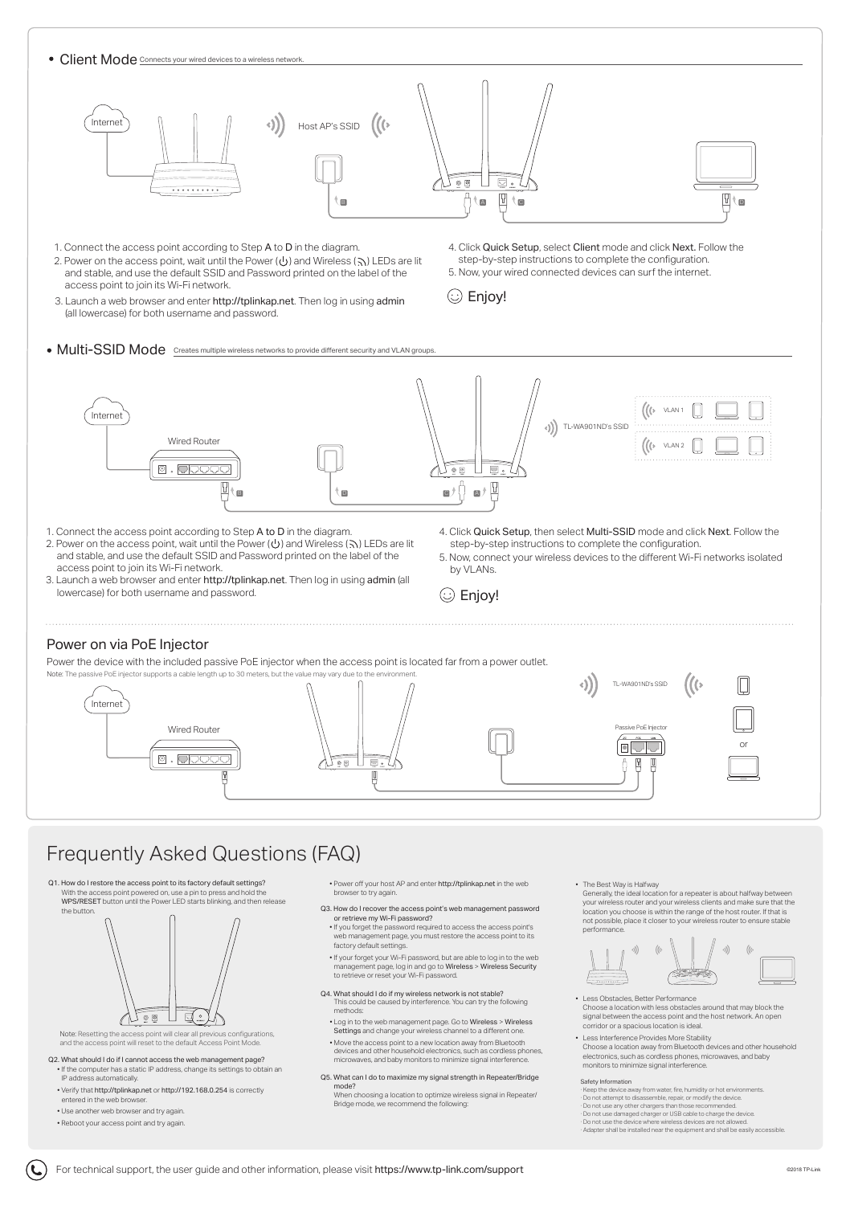## • Client Mode

Connects your wired devices to a wireless network.

Internet

Host AP's SSID

1. Connect the access point according to Step A to D in the diagram.
2. Power on the access point, wait until the Power (⏻) and Wireless LEDs are lit and stable, and use the default SSID and Password printed on the label of the access point to join its Wi-Fi network.
3. Launch a web browser and enter **http://tplinkap.net**. Then log in using **admin** (all lowercase) for both username and password.
4. Click **Quick Setup**, select **Client** mode and click **Next.** Follow the step-by-step instructions to complete the configuration.
5. Now, your wired connected devices can surf the internet.

☺ Enjoy!

## • Multi-SSID Mode

Creates multiple wireless networks to provide different security and VLAN groups.

Internet

Wired Router

TL-WA901ND's SSID

VLAN 1

VLAN 2

1. Connect the access point according to Step A to D in the diagram.
2. Power on the access point, wait until the Power (⏻) and Wireless LEDs are lit and stable, and use the default SSID and Password printed on the label of the access point to join its Wi-Fi network.
3. Launch a web browser and enter **http://tplinkap.net**. Then log in using **admin** (all lowercase) for both username and password.
4. Click **Quick Setup**, then select **Multi-SSID** mode and click **Next**. Follow the step-by-step instructions to complete the configuration.
5. Now, connect your wireless devices to the different Wi-Fi networks isolated by VLANs.

☺ Enjoy!

## Power on via PoE Injector

Power the device with the included passive PoE injector when the access point is located far from a power outlet.

Note: The passive PoE injector supports a cable length up to 30 meters, but the value may vary due to the environment.

Internet

Wired Router

TL-WA901ND's SSID

Passive PoE Injector

or

# Frequently Asked Questions (FAQ)

**Q1. How do I restore the access point to its factory default settings?**

With the access point powered on, use a pin to press and hold the **WPS/RESET** button until the Power LED starts blinking, and then release the button.

Note: Resetting the access point will clear all previous configurations, and the access point will reset to the default Access Point Mode.

**Q2. What should I do if I cannot access the web management page?**

- If the computer has a static IP address, change its settings to obtain an IP address automatically.
- Verify that **http://tplinkap.net** or **http://192.168.0.254** is correctly entered in the web browser.
- Use another web browser and try again.
- Reboot your access point and try again.
- Power off your host AP and enter **http://tplinkap.net** in the web browser to try again.

**Q3. How do I recover the access point's web management password or retrieve my Wi-Fi password?**

- If you forget the password required to access the access point's web management page, you must restore the access point to its factory default settings.
- If your forget your Wi-Fi password, but are able to log in to the web management page, log in and go to **Wireless** > **Wireless Security** to retrieve or reset your Wi-Fi password.

**Q4. What should I do if my wireless network is not stable?**

This could be caused by interference. You can try the following methods:

- Log in to the web management page. Go to **Wireless** > **Wireless Settings** and change your wireless channel to a different one.
- Move the access point to a new location away from Bluetooth devices and other household electronics, such as cordless phones, microwaves, and baby monitors to minimize signal interference.

**Q5. What can I do to maximize my signal strength in Repeater/Bridge mode?**

When choosing a location to optimize wireless signal in Repeater/ Bridge mode, we recommend the following:

- The Best Way is Halfway
  Generally, the ideal location for a repeater is about halfway between your wireless router and your wireless clients and make sure that the location you choose is within the range of the host router. If that is not possible, place it closer to your wireless router to ensure stable performance.
- Less Obstacles, Better Performance
  Choose a location with less obstacles around that may block the signal between the access point and the host network. An open corridor or a spacious location is ideal.
- Less Interference Provides More Stability
  Choose a location away from Bluetooth devices and other household electronics, such as cordless phones, microwaves, and baby monitors to minimize signal interference.

**Safety Information**

- Keep the device away from water, fire, humidity or hot environments.
- Do not attempt to disassemble, repair, or modify the device.
- Do not use any other chargers than those recommended.
- Do not use damaged charger or USB cable to charge the device.
- Do not use the device where wireless devices are not allowed.
- Adapter shall be installed near the equipment and shall be easily accessible.

For technical support, the user guide and other information, please visit **https://www.tp-link.com/support**

©2018 TP-Link